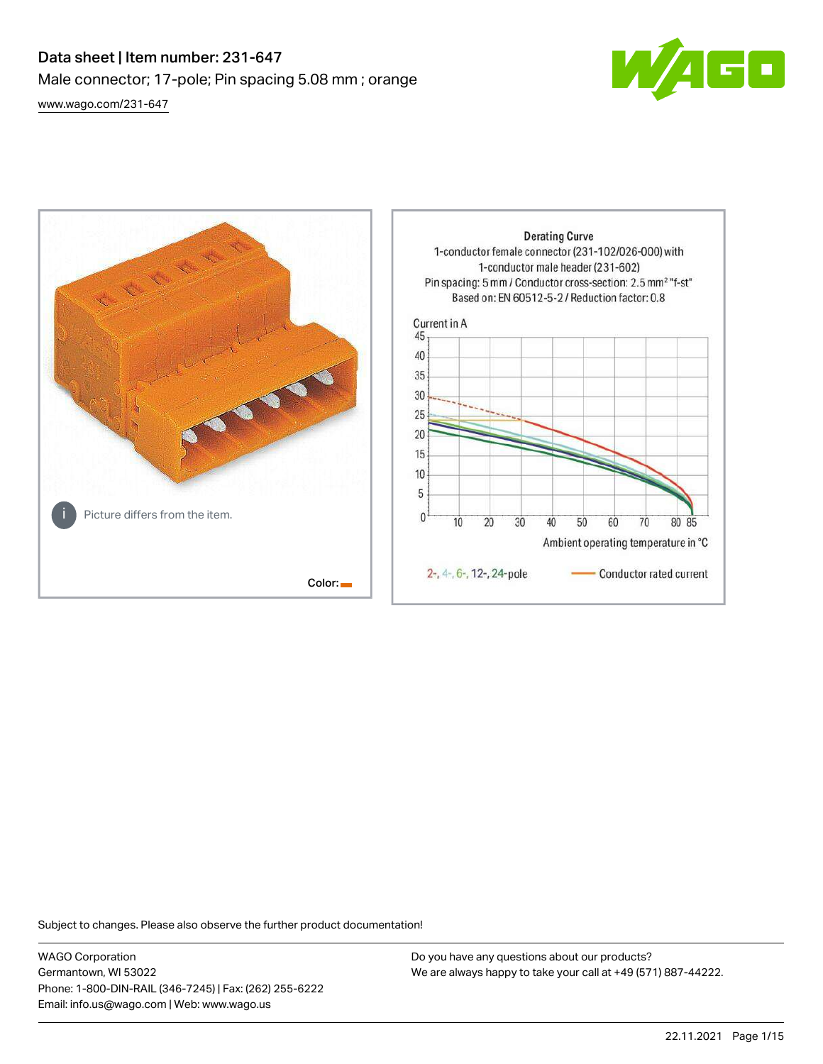# Data sheet | Item number: 231-647

Male connector; 17-pole; Pin spacing 5.08 mm ; orange

[www.wago.com/231-647](http://www.wago.com/231-647)

Picture differs from the item.

Color:

**Derating Curve**

1-conductor female connector (231-102/026-000) with 1-conductor male header (231-602)

Pin spacing: 5 mm / Conductor cross-section: 2.5 mm² "f-st"

Based on: EN 60512-5-2 / Reduction factor: 0.8

Current in A

Ambient operating temperature in °C

2-, 4-, 6-, 12-, 24-pole

Conductor rated current

Subject to changes. Please also observe the further product documentation!

WAGO Corporation
Germantown, WI 53022
Phone: 1-800-DIN-RAIL (346-7245) | Fax: (262) 255-6222
Email: info.us@wago.com | Web: www.wago.us

Do you have any questions about our products?
We are always happy to take your call at +49 (571) 887-44222.

22.11.2021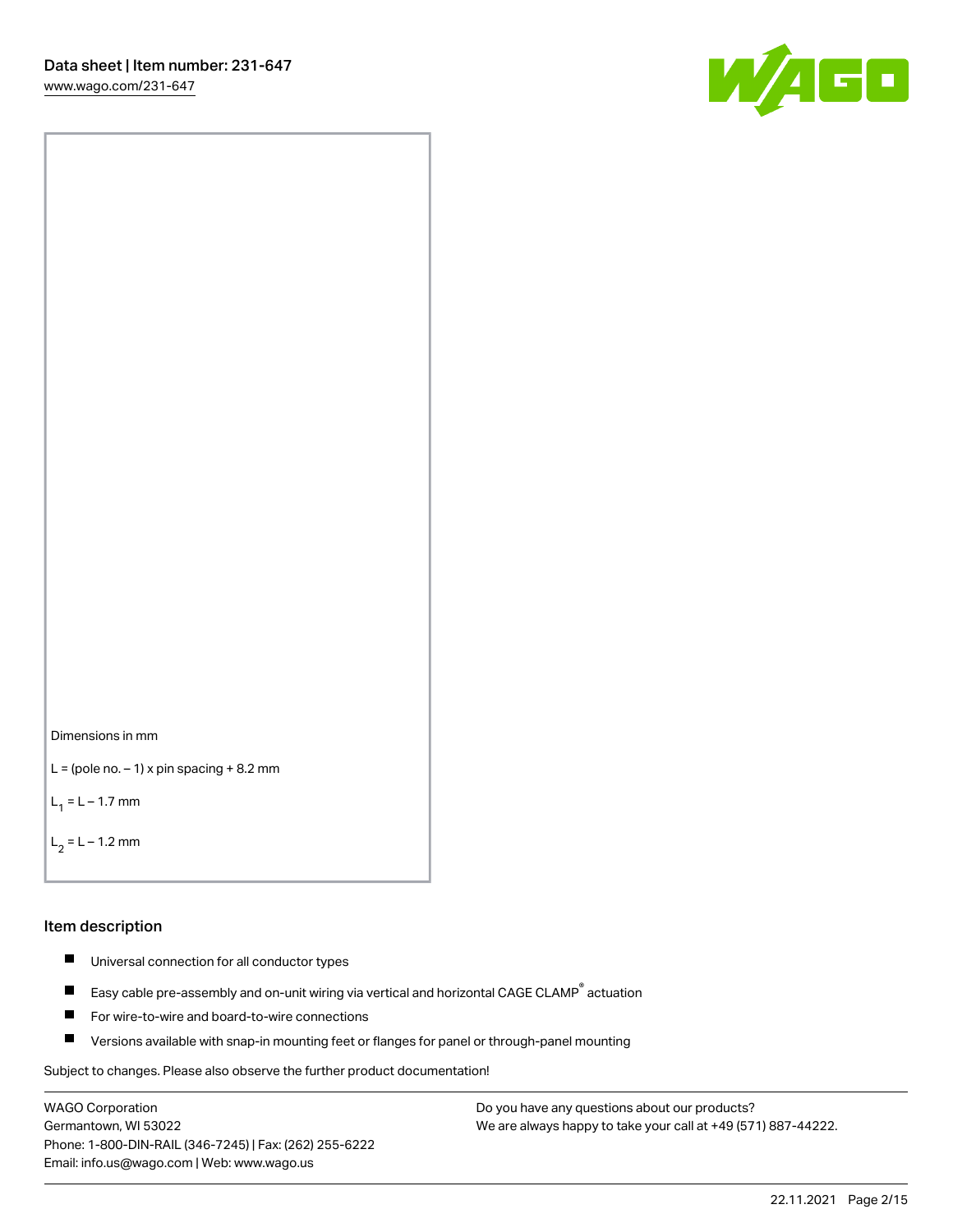Dimensions in mm

L = (pole no. – 1) x pin spacing + 8.2 mm

$L_1$ = L – 1.7 mm

$L_2$ = L – 1.2 mm

## Item description

- Universal connection for all conductor types
- Easy cable pre-assembly and on-unit wiring via vertical and horizontal CAGE CLAMP® actuation
- For wire-to-wire and board-to-wire connections
- Versions available with snap-in mounting feet or flanges for panel or through-panel mounting

Subject to changes. Please also observe the further product documentation!

WAGO Corporation
Germantown, WI 53022
Phone: 1-800-DIN-RAIL (346-7245) | Fax: (262) 255-6222
Email: info.us@wago.com | Web: www.wago.us

Do you have any questions about our products?
We are always happy to take your call at +49 (571) 887-44222.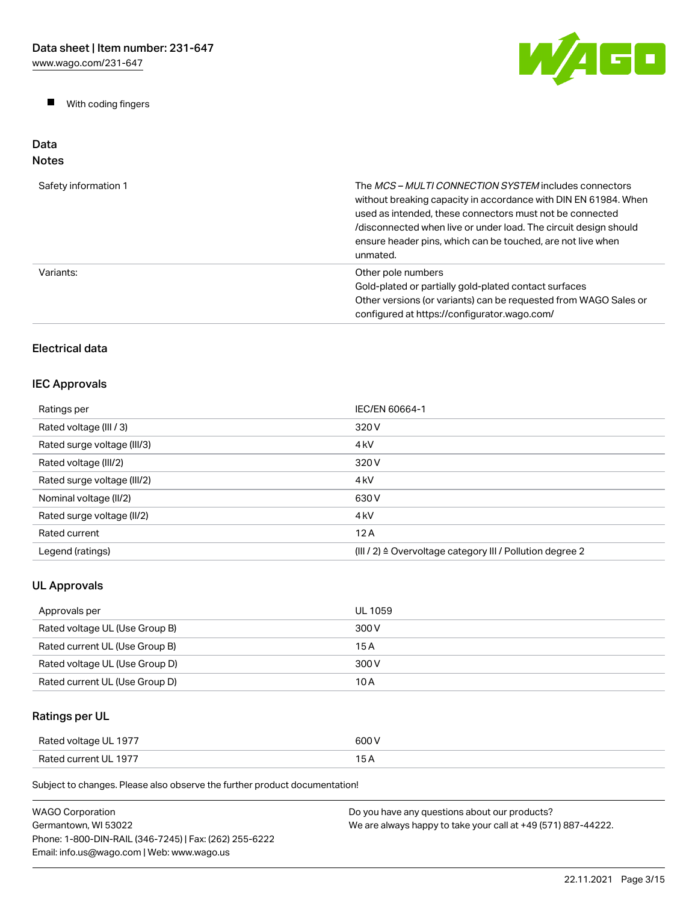- With coding fingers

## Data
### Notes

| | |
|---|---|
| Safety information 1 | The *MCS – MULTI CONNECTION SYSTEM* includes connectors without breaking capacity in accordance with DIN EN 61984. When used as intended, these connectors must not be connected /disconnected when live or under load. The circuit design should ensure header pins, which can be touched, are not live when unmated. |
| Variants: | Other pole numbers<br>Gold-plated or partially gold-plated contact surfaces<br>Other versions (or variants) can be requested from WAGO Sales or configured at https://configurator.wago.com/ |

### Electrical data

### IEC Approvals

| | |
|---|---|
| Ratings per | IEC/EN 60664-1 |
| Rated voltage (III / 3) | 320 V |
| Rated surge voltage (III/3) | 4 kV |
| Rated voltage (III/2) | 320 V |
| Rated surge voltage (III/2) | 4 kV |
| Nominal voltage (II/2) | 630 V |
| Rated surge voltage (II/2) | 4 kV |
| Rated current | 12 A |
| Legend (ratings) | (III / 2) ≙ Overvoltage category III / Pollution degree 2 |

### UL Approvals

| | |
|---|---|
| Approvals per | UL 1059 |
| Rated voltage UL (Use Group B) | 300 V |
| Rated current UL (Use Group B) | 15 A |
| Rated voltage UL (Use Group D) | 300 V |
| Rated current UL (Use Group D) | 10 A |

### Ratings per UL

| | |
|---|---|
| Rated voltage UL 1977 | 600 V |
| Rated current UL 1977 | 15 A |

Subject to changes. Please also observe the further product documentation!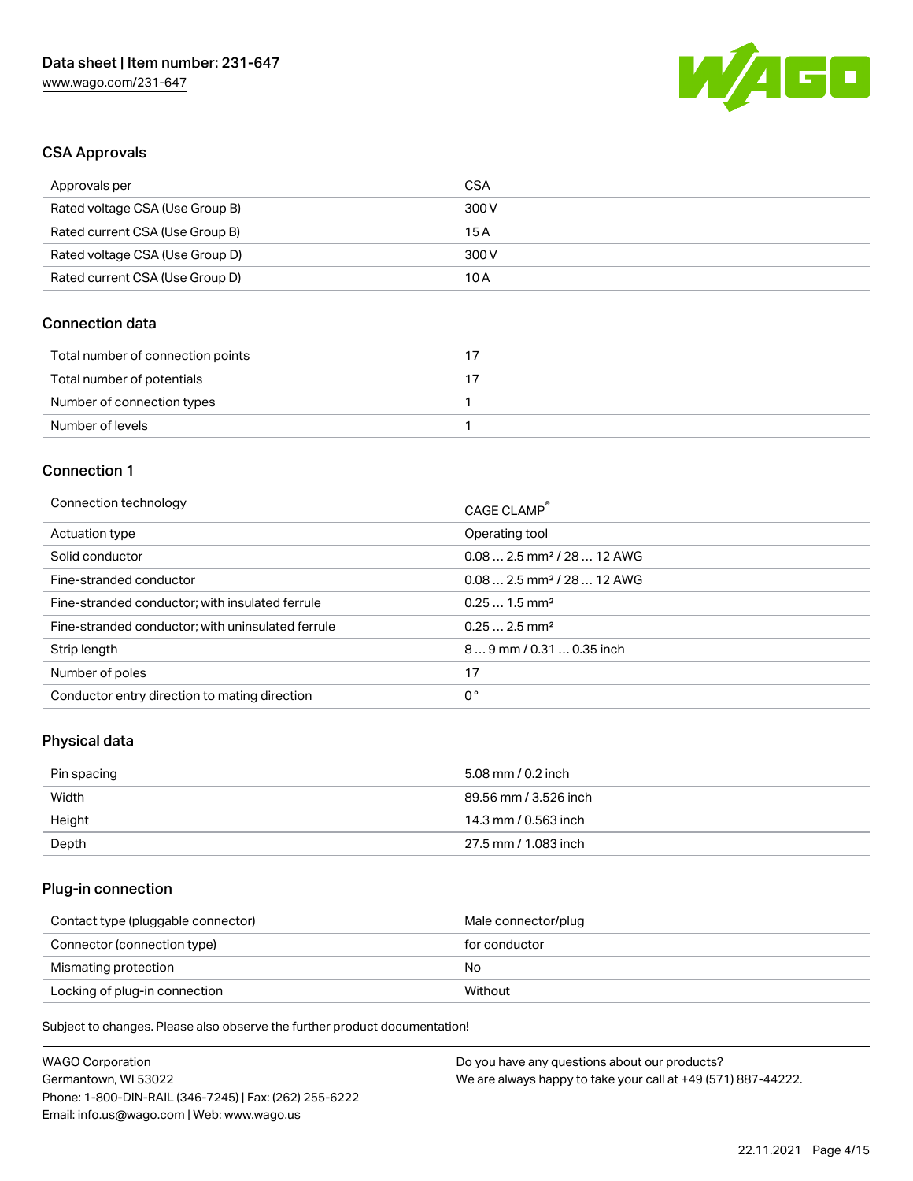## CSA Approvals

| Approvals per | CSA |
| --- | --- |
| Rated voltage CSA (Use Group B) | 300 V |
| Rated current CSA (Use Group B) | 15 A |
| Rated voltage CSA (Use Group D) | 300 V |
| Rated current CSA (Use Group D) | 10 A |

## Connection data

| Total number of connection points | 17 |
| --- | --- |
| Total number of potentials | 17 |
| Number of connection types | 1 |
| Number of levels | 1 |

## Connection 1

| Connection technology | CAGE CLAMP® |
| --- | --- |
| Actuation type | Operating tool |
| Solid conductor | 0.08 … 2.5 mm² / 28 … 12 AWG |
| Fine-stranded conductor | 0.08 … 2.5 mm² / 28 … 12 AWG |
| Fine-stranded conductor; with insulated ferrule | 0.25 … 1.5 mm² |
| Fine-stranded conductor; with uninsulated ferrule | 0.25 … 2.5 mm² |
| Strip length | 8 … 9 mm / 0.31 … 0.35 inch |
| Number of poles | 17 |
| Conductor entry direction to mating direction | 0 ° |

## Physical data

| Pin spacing | 5.08 mm / 0.2 inch |
| --- | --- |
| Width | 89.56 mm / 3.526 inch |
| Height | 14.3 mm / 0.563 inch |
| Depth | 27.5 mm / 1.083 inch |

## Plug-in connection

| Contact type (pluggable connector) | Male connector/plug |
| --- | --- |
| Connector (connection type) | for conductor |
| Mismating protection | No |
| Locking of plug-in connection | Without |

Subject to changes. Please also observe the further product documentation!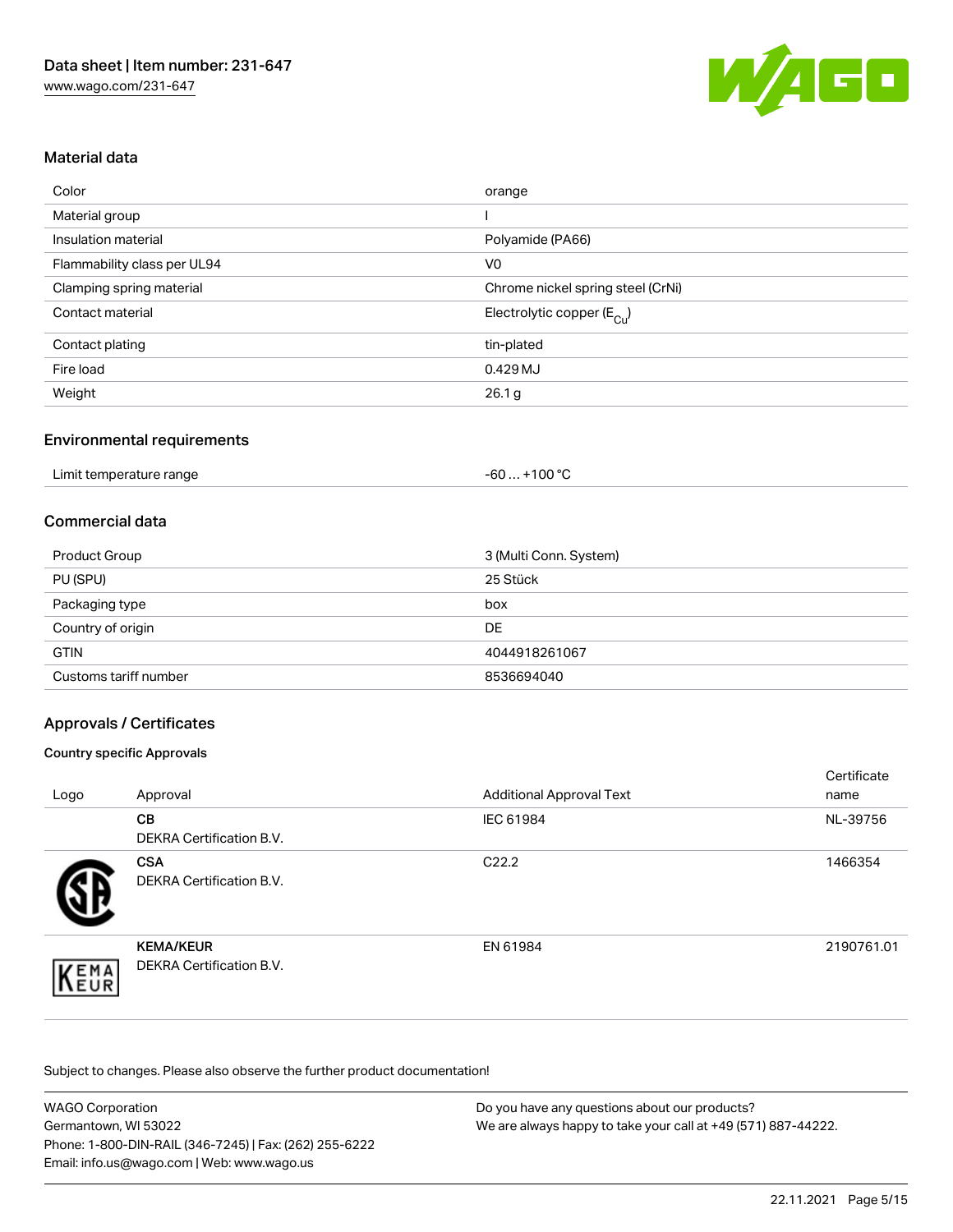## Material data

| Color | orange |
| --- | --- |
| Material group | I |
| Insulation material | Polyamide (PA66) |
| Flammability class per UL94 | V0 |
| Clamping spring material | Chrome nickel spring steel (CrNi) |
| Contact material | Electrolytic copper ($E_{Cu}$) |
| Contact plating | tin-plated |
| Fire load | 0.429 MJ |
| Weight | 26.1 g |

## Environmental requirements

| Limit temperature range | -60 … +100 °C |
| --- | --- |

## Commercial data

| Product Group | 3 (Multi Conn. System) |
| --- | --- |
| PU (SPU) | 25 Stück |
| Packaging type | box |
| Country of origin | DE |
| GTIN | 4044918261067 |
| Customs tariff number | 8536694040 |

## Approvals / Certificates

### Country specific Approvals

| Logo | Approval | Additional Approval Text | Certificate name |
| --- | --- | --- | --- |
| | **CB** DEKRA Certification B.V. | IEC 61984 | NL-39756 |
| | **CSA** DEKRA Certification B.V. | C22.2 | 1466354 |
| | **KEMA/KEUR** DEKRA Certification B.V. | EN 61984 | 2190761.01 |

Subject to changes. Please also observe the further product documentation!

WAGO Corporation
Germantown, WI 53022
Phone: 1-800-DIN-RAIL (346-7245) | Fax: (262) 255-6222
Email: info.us@wago.com | Web: www.wago.us

Do you have any questions about our products?
We are always happy to take your call at +49 (571) 887-44222.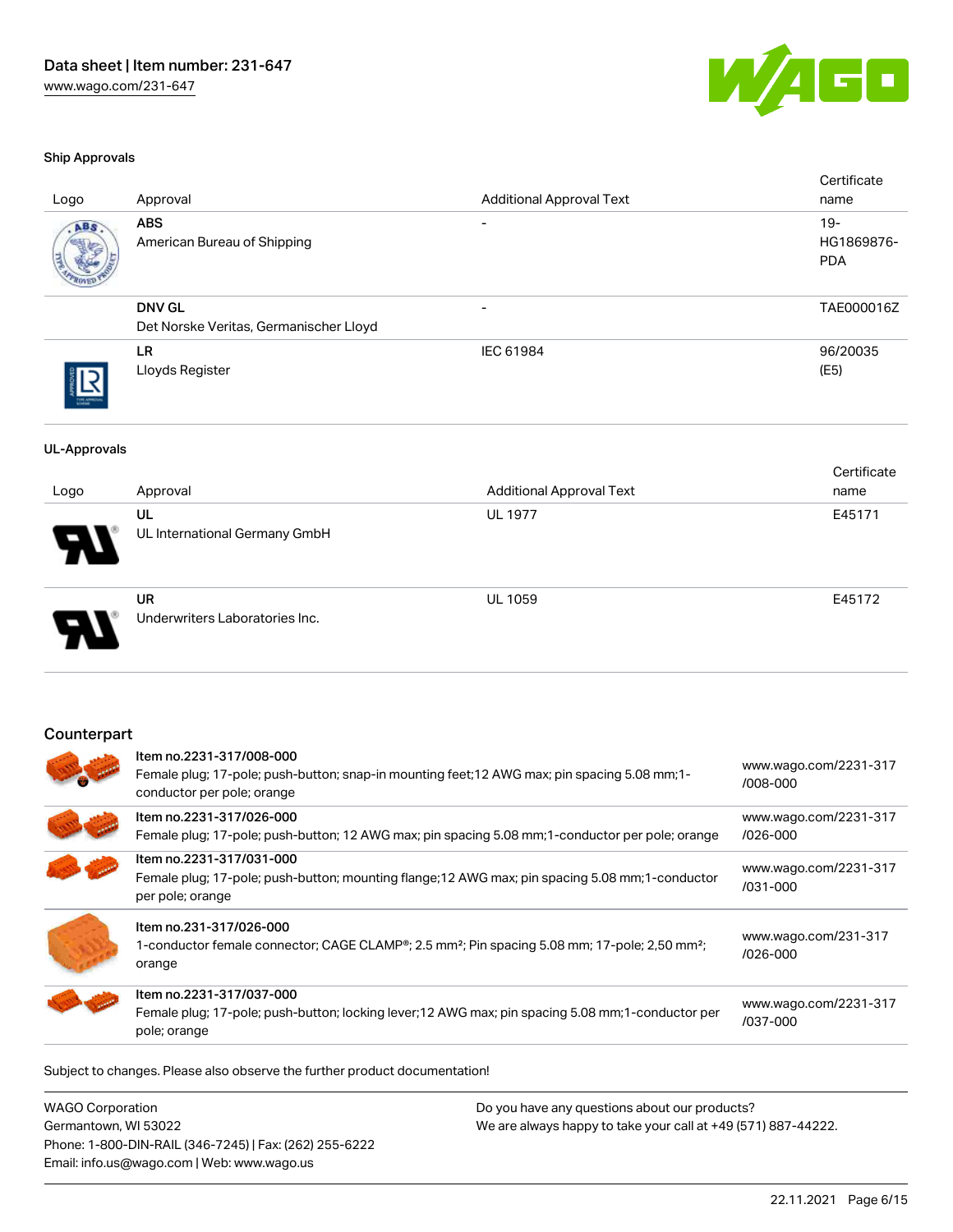### Ship Approvals

| Logo | Approval | Additional Approval Text | Certificate name |
| --- | --- | --- | --- |
| | **ABS**<br>American Bureau of Shipping | - | 19-HG1869876-PDA |
| | **DNV GL**<br>Det Norske Veritas, Germanischer Lloyd | - | TAE000016Z |
| | **LR**<br>Lloyds Register | IEC 61984 | 96/20035 (E5) |

### UL-Approvals

| Logo | Approval | Additional Approval Text | Certificate name |
| --- | --- | --- | --- |
| | **UL**<br>UL International Germany GmbH | UL 1977 | E45171 |
| | **UR**<br>Underwriters Laboratories Inc. | UL 1059 | E45172 |

## Counterpart

| | | |
| --- | --- | --- |
| | **Item no.2231-317/008-000**<br>Female plug; 17-pole; push-button; snap-in mounting feet;12 AWG max; pin spacing 5.08 mm;1-conductor per pole; orange | www.wago.com/2231-317/008-000 |
| | **Item no.2231-317/026-000**<br>Female plug; 17-pole; push-button; 12 AWG max; pin spacing 5.08 mm;1-conductor per pole; orange | www.wago.com/2231-317/026-000 |
| | **Item no.2231-317/031-000**<br>Female plug; 17-pole; push-button; mounting flange;12 AWG max; pin spacing 5.08 mm;1-conductor per pole; orange | www.wago.com/2231-317/031-000 |
| | **Item no.231-317/026-000**<br>1-conductor female connector; CAGE CLAMP®; 2.5 mm²; Pin spacing 5.08 mm; 17-pole; 2,50 mm²; orange | www.wago.com/231-317/026-000 |
| | **Item no.2231-317/037-000**<br>Female plug; 17-pole; push-button; locking lever;12 AWG max; pin spacing 5.08 mm;1-conductor per pole; orange | www.wago.com/2231-317/037-000 |

Subject to changes. Please also observe the further product documentation!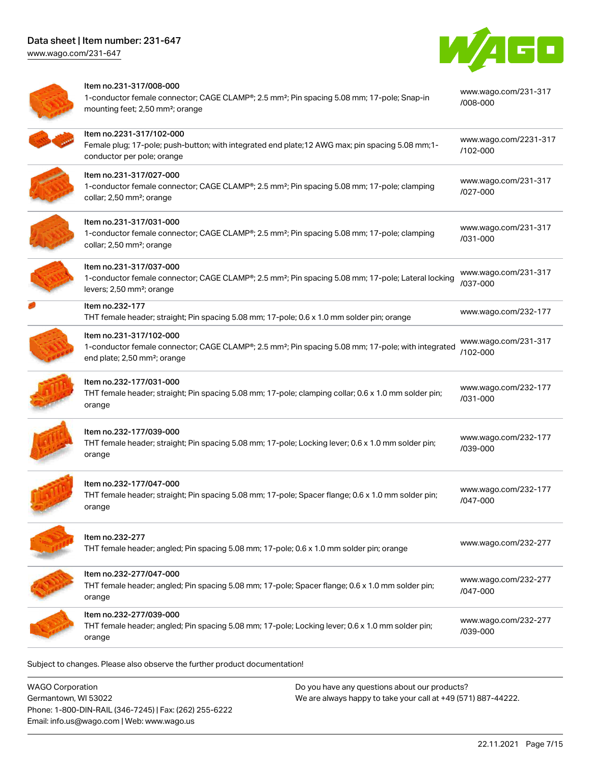| Item | Description | Link |
| --- | --- | --- |
| Item no.231-317/008-000 | 1-conductor female connector; CAGE CLAMP®; 2.5 mm²; Pin spacing 5.08 mm; 17-pole; Snap-in mounting feet; 2,50 mm²; orange | www.wago.com/231-317/008-000 |
| Item no.2231-317/102-000 | Female plug; 17-pole; push-button; with integrated end plate;12 AWG max; pin spacing 5.08 mm;1-conductor per pole; orange | www.wago.com/2231-317/102-000 |
| Item no.231-317/027-000 | 1-conductor female connector; CAGE CLAMP®; 2.5 mm²; Pin spacing 5.08 mm; 17-pole; clamping collar; 2,50 mm²; orange | www.wago.com/231-317/027-000 |
| Item no.231-317/031-000 | 1-conductor female connector; CAGE CLAMP®; 2.5 mm²; Pin spacing 5.08 mm; 17-pole; clamping collar; 2,50 mm²; orange | www.wago.com/231-317/031-000 |
| Item no.231-317/037-000 | 1-conductor female connector; CAGE CLAMP®; 2.5 mm²; Pin spacing 5.08 mm; 17-pole; Lateral locking levers; 2,50 mm²; orange | www.wago.com/231-317/037-000 |
| Item no.232-177 | THT female header; straight; Pin spacing 5.08 mm; 17-pole; 0.6 x 1.0 mm solder pin; orange | www.wago.com/232-177 |
| Item no.231-317/102-000 | 1-conductor female connector; CAGE CLAMP®; 2.5 mm²; Pin spacing 5.08 mm; 17-pole; with integrated end plate; 2,50 mm²; orange | www.wago.com/231-317/102-000 |
| Item no.232-177/031-000 | THT female header; straight; Pin spacing 5.08 mm; 17-pole; clamping collar; 0.6 x 1.0 mm solder pin; orange | www.wago.com/232-177/031-000 |
| Item no.232-177/039-000 | THT female header; straight; Pin spacing 5.08 mm; 17-pole; Locking lever; 0.6 x 1.0 mm solder pin; orange | www.wago.com/232-177/039-000 |
| Item no.232-177/047-000 | THT female header; straight; Pin spacing 5.08 mm; 17-pole; Spacer flange; 0.6 x 1.0 mm solder pin; orange | www.wago.com/232-177/047-000 |
| Item no.232-277 | THT female header; angled; Pin spacing 5.08 mm; 17-pole; 0.6 x 1.0 mm solder pin; orange | www.wago.com/232-277 |
| Item no.232-277/047-000 | THT female header; angled; Pin spacing 5.08 mm; 17-pole; Spacer flange; 0.6 x 1.0 mm solder pin; orange | www.wago.com/232-277/047-000 |
| Item no.232-277/039-000 | THT female header; angled; Pin spacing 5.08 mm; 17-pole; Locking lever; 0.6 x 1.0 mm solder pin; orange | www.wago.com/232-277/039-000 |

Subject to changes. Please also observe the further product documentation!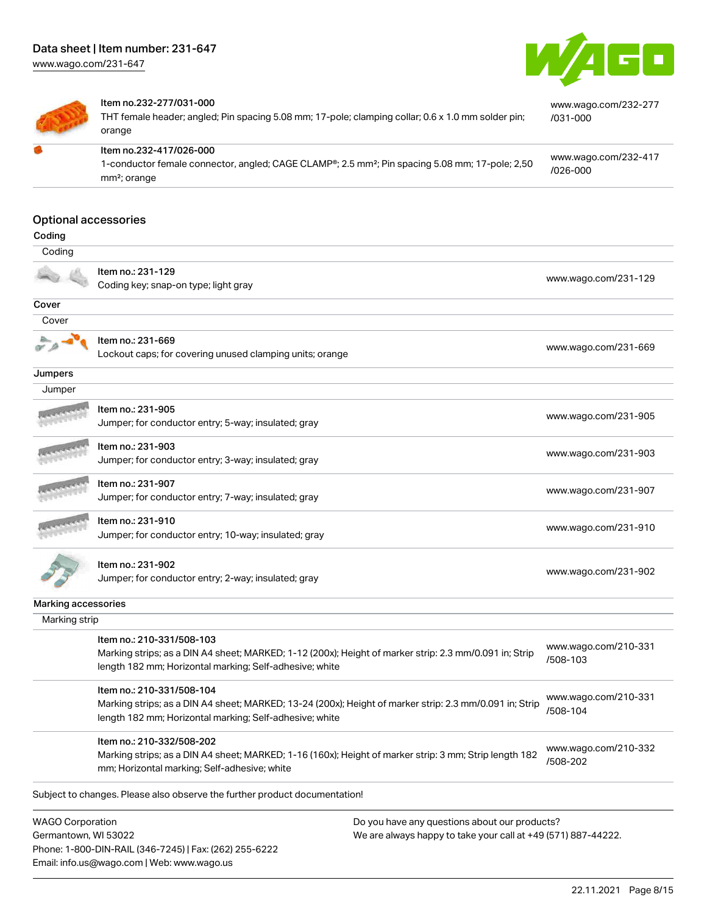| Item | Link |
| --- | --- |
| Item no.232-277/031-000<br>THT female header; angled; Pin spacing 5.08 mm; 17-pole; clamping collar; 0.6 x 1.0 mm solder pin; orange | www.wago.com/232-277/031-000 |
| Item no.232-417/026-000<br>1-conductor female connector, angled; CAGE CLAMP®; 2.5 mm²; Pin spacing 5.08 mm; 17-pole; 2,50 mm²; orange | www.wago.com/232-417/026-000 |

## Optional accessories

### Coding

Coding

| Item | Link |
| --- | --- |
| Item no.: 231-129<br>Coding key; snap-on type; light gray | www.wago.com/231-129 |

### Cover

Cover

| Item | Link |
| --- | --- |
| Item no.: 231-669<br>Lockout caps; for covering unused clamping units; orange | www.wago.com/231-669 |

### Jumpers

Jumper

| Item | Link |
| --- | --- |
| Item no.: 231-905<br>Jumper; for conductor entry; 5-way; insulated; gray | www.wago.com/231-905 |
| Item no.: 231-903<br>Jumper; for conductor entry; 3-way; insulated; gray | www.wago.com/231-903 |
| Item no.: 231-907<br>Jumper; for conductor entry; 7-way; insulated; gray | www.wago.com/231-907 |
| Item no.: 231-910<br>Jumper; for conductor entry; 10-way; insulated; gray | www.wago.com/231-910 |
| Item no.: 231-902<br>Jumper; for conductor entry; 2-way; insulated; gray | www.wago.com/231-902 |

### Marking accessories

Marking strip

| Item | Link |
| --- | --- |
| Item no.: 210-331/508-103<br>Marking strips; as a DIN A4 sheet; MARKED; 1-12 (200x); Height of marker strip: 2.3 mm/0.091 in; Strip length 182 mm; Horizontal marking; Self-adhesive; white | www.wago.com/210-331/508-103 |
| Item no.: 210-331/508-104<br>Marking strips; as a DIN A4 sheet; MARKED; 13-24 (200x); Height of marker strip: 2.3 mm/0.091 in; Strip length 182 mm; Horizontal marking; Self-adhesive; white | www.wago.com/210-331/508-104 |
| Item no.: 210-332/508-202<br>Marking strips; as a DIN A4 sheet; MARKED; 1-16 (160x); Height of marker strip: 3 mm; Strip length 182 mm; Horizontal marking; Self-adhesive; white | www.wago.com/210-332/508-202 |

Subject to changes. Please also observe the further product documentation!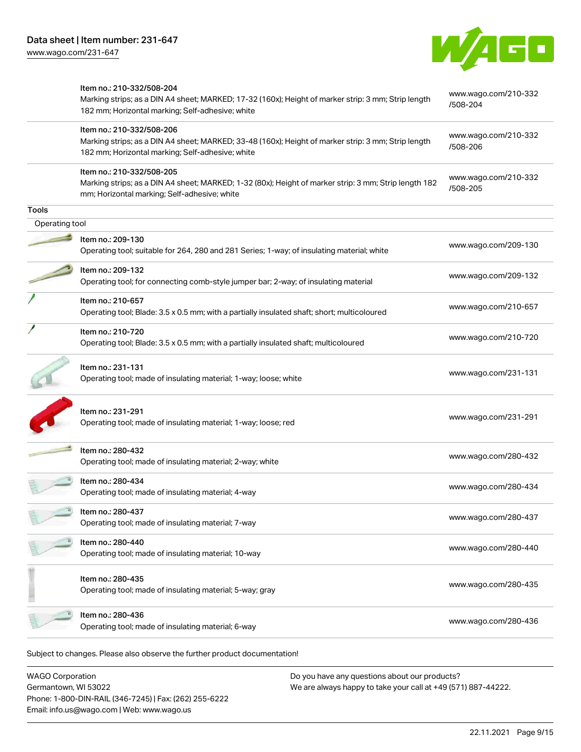| | | |
|---|---|---|
| | Item no.: 210-332/508-204<br>Marking strips; as a DIN A4 sheet; MARKED; 17-32 (160x); Height of marker strip: 3 mm; Strip length 182 mm; Horizontal marking; Self-adhesive; white | www.wago.com/210-332/508-204 |
| | Item no.: 210-332/508-206<br>Marking strips; as a DIN A4 sheet; MARKED; 33-48 (160x); Height of marker strip: 3 mm; Strip length 182 mm; Horizontal marking; Self-adhesive; white | www.wago.com/210-332/508-206 |
| | Item no.: 210-332/508-205<br>Marking strips; as a DIN A4 sheet; MARKED; 1-32 (80x); Height of marker strip: 3 mm; Strip length 182 mm; Horizontal marking; Self-adhesive; white | www.wago.com/210-332/508-205 |

## Tools

### Operating tool

| | | |
|---|---|---|
| | Item no.: 209-130<br>Operating tool; suitable for 264, 280 and 281 Series; 1-way; of insulating material; white | www.wago.com/209-130 |
| | Item no.: 209-132<br>Operating tool; for connecting comb-style jumper bar; 2-way; of insulating material | www.wago.com/209-132 |
| | Item no.: 210-657<br>Operating tool; Blade: 3.5 x 0.5 mm; with a partially insulated shaft; short; multicoloured | www.wago.com/210-657 |
| | Item no.: 210-720<br>Operating tool; Blade: 3.5 x 0.5 mm; with a partially insulated shaft; multicoloured | www.wago.com/210-720 |
| | Item no.: 231-131<br>Operating tool; made of insulating material; 1-way; loose; white | www.wago.com/231-131 |
| | Item no.: 231-291<br>Operating tool; made of insulating material; 1-way; loose; red | www.wago.com/231-291 |
| | Item no.: 280-432<br>Operating tool; made of insulating material; 2-way; white | www.wago.com/280-432 |
| | Item no.: 280-434<br>Operating tool; made of insulating material; 4-way | www.wago.com/280-434 |
| | Item no.: 280-437<br>Operating tool; made of insulating material; 7-way | www.wago.com/280-437 |
| | Item no.: 280-440<br>Operating tool; made of insulating material; 10-way | www.wago.com/280-440 |
| | Item no.: 280-435<br>Operating tool; made of insulating material; 5-way; gray | www.wago.com/280-435 |
| | Item no.: 280-436<br>Operating tool; made of insulating material; 6-way | www.wago.com/280-436 |

Subject to changes. Please also observe the further product documentation!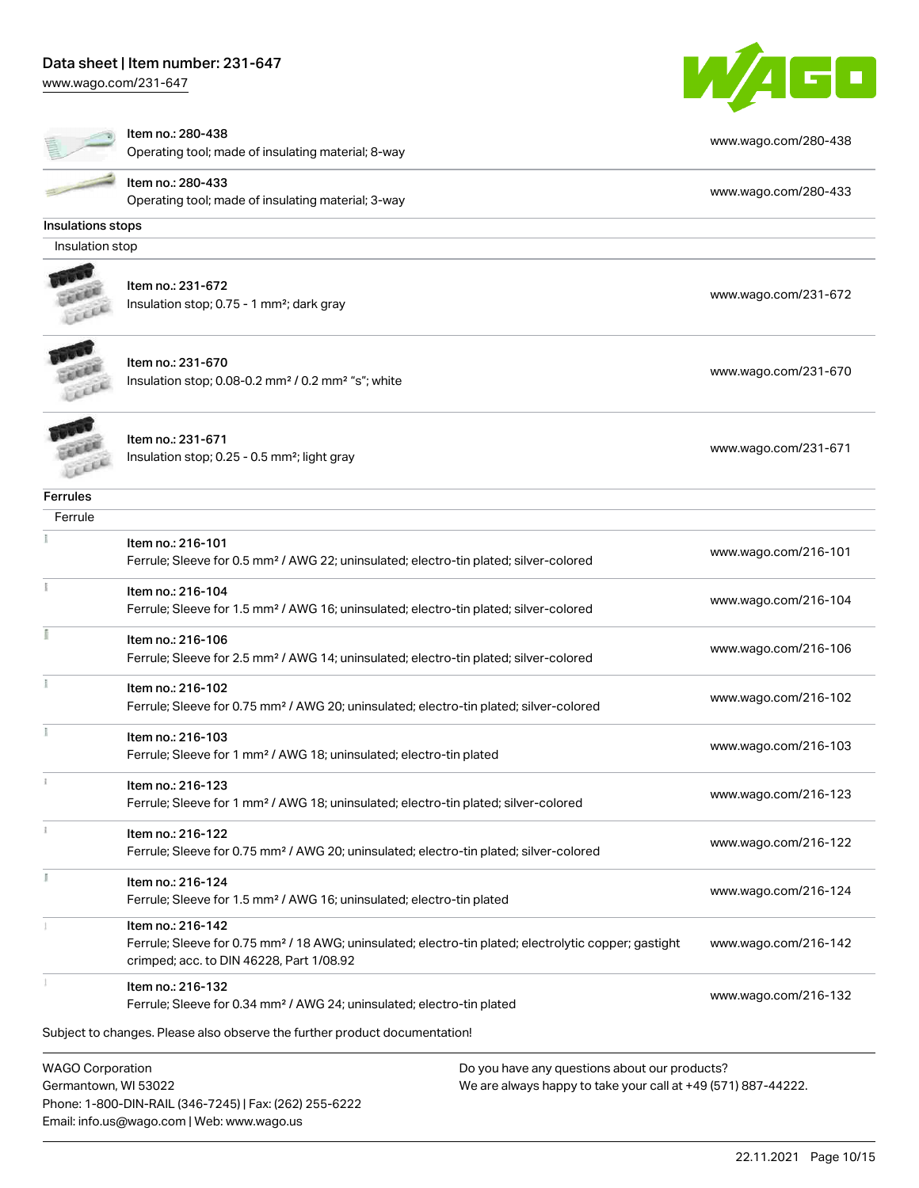| Item | Link |
|---|---|
| Item no.: 280-438<br>Operating tool; made of insulating material; 8-way | www.wago.com/280-438 |
| Item no.: 280-433<br>Operating tool; made of insulating material; 3-way | www.wago.com/280-433 |

## Insulations stops

### Insulation stop

| Item | Link |
|---|---|
| Item no.: 231-672<br>Insulation stop; 0.75 - 1 mm²; dark gray | www.wago.com/231-672 |
| Item no.: 231-670<br>Insulation stop; 0.08-0.2 mm² / 0.2 mm² "s"; white | www.wago.com/231-670 |
| Item no.: 231-671<br>Insulation stop; 0.25 - 0.5 mm²; light gray | www.wago.com/231-671 |

## Ferrules

### Ferrule

| Item | Link |
|---|---|
| Item no.: 216-101<br>Ferrule; Sleeve for 0.5 mm² / AWG 22; uninsulated; electro-tin plated; silver-colored | www.wago.com/216-101 |
| Item no.: 216-104<br>Ferrule; Sleeve for 1.5 mm² / AWG 16; uninsulated; electro-tin plated; silver-colored | www.wago.com/216-104 |
| Item no.: 216-106<br>Ferrule; Sleeve for 2.5 mm² / AWG 14; uninsulated; electro-tin plated; silver-colored | www.wago.com/216-106 |
| Item no.: 216-102<br>Ferrule; Sleeve for 0.75 mm² / AWG 20; uninsulated; electro-tin plated; silver-colored | www.wago.com/216-102 |
| Item no.: 216-103<br>Ferrule; Sleeve for 1 mm² / AWG 18; uninsulated; electro-tin plated | www.wago.com/216-103 |
| Item no.: 216-123<br>Ferrule; Sleeve for 1 mm² / AWG 18; uninsulated; electro-tin plated; silver-colored | www.wago.com/216-123 |
| Item no.: 216-122<br>Ferrule; Sleeve for 0.75 mm² / AWG 20; uninsulated; electro-tin plated; silver-colored | www.wago.com/216-122 |
| Item no.: 216-124<br>Ferrule; Sleeve for 1.5 mm² / AWG 16; uninsulated; electro-tin plated | www.wago.com/216-124 |
| Item no.: 216-142<br>Ferrule; Sleeve for 0.75 mm² / 18 AWG; uninsulated; electro-tin plated; electrolytic copper; gastight crimped; acc. to DIN 46228, Part 1/08.92 | www.wago.com/216-142 |
| Item no.: 216-132<br>Ferrule; Sleeve for 0.34 mm² / AWG 24; uninsulated; electro-tin plated | www.wago.com/216-132 |

Subject to changes. Please also observe the further product documentation!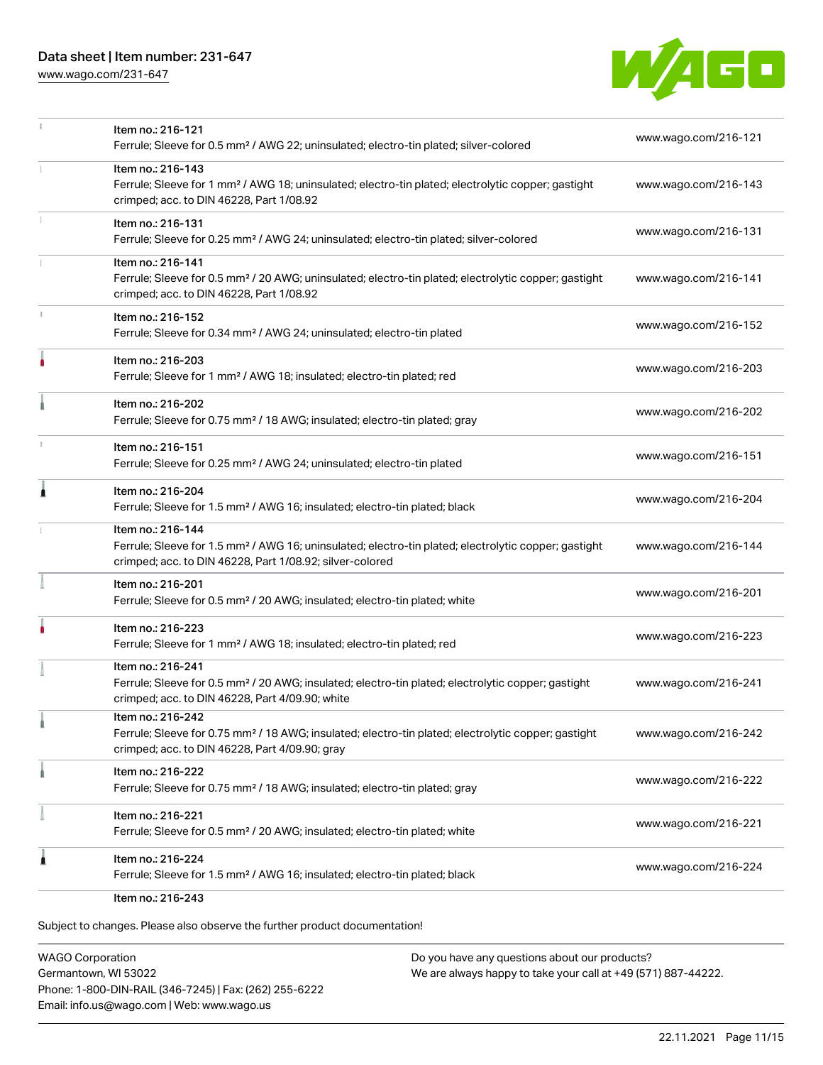| | | |
|---|---|---|
| | Item no.: 216-121<br>Ferrule; Sleeve for 0.5 mm² / AWG 22; uninsulated; electro-tin plated; silver-colored | www.wago.com/216-121 |
| | Item no.: 216-143<br>Ferrule; Sleeve for 1 mm² / AWG 18; uninsulated; electro-tin plated; electrolytic copper; gastight crimped; acc. to DIN 46228, Part 1/08.92 | www.wago.com/216-143 |
| | Item no.: 216-131<br>Ferrule; Sleeve for 0.25 mm² / AWG 24; uninsulated; electro-tin plated; silver-colored | www.wago.com/216-131 |
| | Item no.: 216-141<br>Ferrule; Sleeve for 0.5 mm² / 20 AWG; uninsulated; electro-tin plated; electrolytic copper; gastight crimped; acc. to DIN 46228, Part 1/08.92 | www.wago.com/216-141 |
| | Item no.: 216-152<br>Ferrule; Sleeve for 0.34 mm² / AWG 24; uninsulated; electro-tin plated | www.wago.com/216-152 |
| | Item no.: 216-203<br>Ferrule; Sleeve for 1 mm² / AWG 18; insulated; electro-tin plated; red | www.wago.com/216-203 |
| | Item no.: 216-202<br>Ferrule; Sleeve for 0.75 mm² / 18 AWG; insulated; electro-tin plated; gray | www.wago.com/216-202 |
| | Item no.: 216-151<br>Ferrule; Sleeve for 0.25 mm² / AWG 24; uninsulated; electro-tin plated | www.wago.com/216-151 |
| | Item no.: 216-204<br>Ferrule; Sleeve for 1.5 mm² / AWG 16; insulated; electro-tin plated; black | www.wago.com/216-204 |
| | Item no.: 216-144<br>Ferrule; Sleeve for 1.5 mm² / AWG 16; uninsulated; electro-tin plated; electrolytic copper; gastight crimped; acc. to DIN 46228, Part 1/08.92; silver-colored | www.wago.com/216-144 |
| | Item no.: 216-201<br>Ferrule; Sleeve for 0.5 mm² / 20 AWG; insulated; electro-tin plated; white | www.wago.com/216-201 |
| | Item no.: 216-223<br>Ferrule; Sleeve for 1 mm² / AWG 18; insulated; electro-tin plated; red | www.wago.com/216-223 |
| | Item no.: 216-241<br>Ferrule; Sleeve for 0.5 mm² / 20 AWG; insulated; electro-tin plated; electrolytic copper; gastight crimped; acc. to DIN 46228, Part 4/09.90; white | www.wago.com/216-241 |
| | Item no.: 216-242<br>Ferrule; Sleeve for 0.75 mm² / 18 AWG; insulated; electro-tin plated; electrolytic copper; gastight crimped; acc. to DIN 46228, Part 4/09.90; gray | www.wago.com/216-242 |
| | Item no.: 216-222<br>Ferrule; Sleeve for 0.75 mm² / 18 AWG; insulated; electro-tin plated; gray | www.wago.com/216-222 |
| | Item no.: 216-221<br>Ferrule; Sleeve for 0.5 mm² / 20 AWG; insulated; electro-tin plated; white | www.wago.com/216-221 |
| | Item no.: 216-224<br>Ferrule; Sleeve for 1.5 mm² / AWG 16; insulated; electro-tin plated; black | www.wago.com/216-224 |
| | Item no.: 216-243 | |

Subject to changes. Please also observe the further product documentation!

WAGO Corporation
Germantown, WI 53022
Phone: 1-800-DIN-RAIL (346-7245) | Fax: (262) 255-6222
Email: info.us@wago.com | Web: www.wago.us

Do you have any questions about our products?
We are always happy to take your call at +49 (571) 887-44222.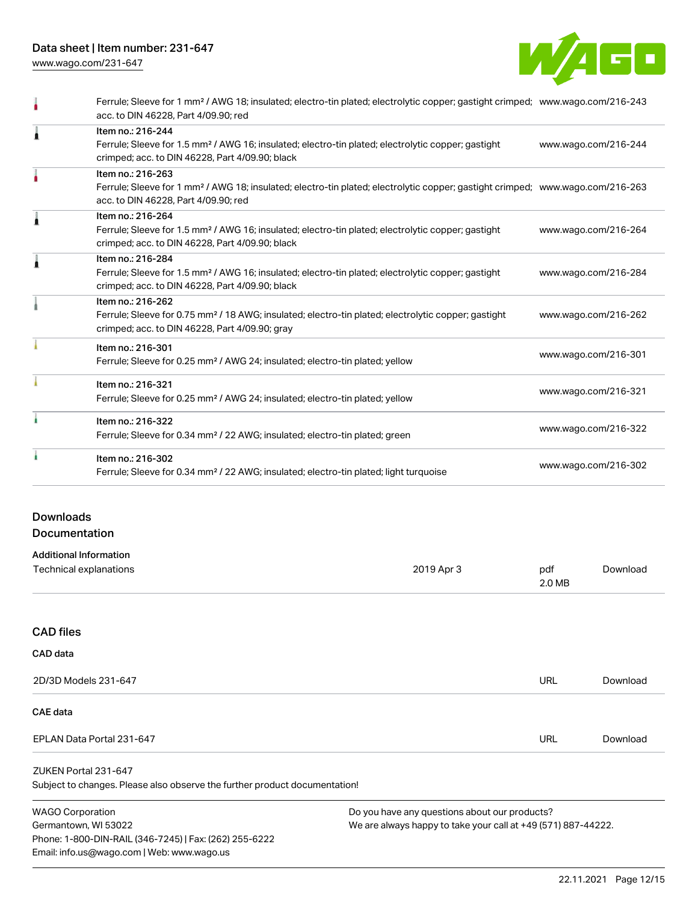| | | |
|---|---|---|
| | Ferrule; Sleeve for 1 mm² / AWG 18; insulated; electro-tin plated; electrolytic copper; gastight crimped; acc. to DIN 46228, Part 4/09.90; red | www.wago.com/216-243 |
| | Item no.: 216-244<br>Ferrule; Sleeve for 1.5 mm² / AWG 16; insulated; electro-tin plated; electrolytic copper; gastight crimped; acc. to DIN 46228, Part 4/09.90; black | www.wago.com/216-244 |
| | Item no.: 216-263<br>Ferrule; Sleeve for 1 mm² / AWG 18; insulated; electro-tin plated; electrolytic copper; gastight crimped; acc. to DIN 46228, Part 4/09.90; red | www.wago.com/216-263 |
| | Item no.: 216-264<br>Ferrule; Sleeve for 1.5 mm² / AWG 16; insulated; electro-tin plated; electrolytic copper; gastight crimped; acc. to DIN 46228, Part 4/09.90; black | www.wago.com/216-264 |
| | Item no.: 216-284<br>Ferrule; Sleeve for 1.5 mm² / AWG 16; insulated; electro-tin plated; electrolytic copper; gastight crimped; acc. to DIN 46228, Part 4/09.90; black | www.wago.com/216-284 |
| | Item no.: 216-262<br>Ferrule; Sleeve for 0.75 mm² / 18 AWG; insulated; electro-tin plated; electrolytic copper; gastight crimped; acc. to DIN 46228, Part 4/09.90; gray | www.wago.com/216-262 |
| | Item no.: 216-301<br>Ferrule; Sleeve for 0.25 mm² / AWG 24; insulated; electro-tin plated; yellow | www.wago.com/216-301 |
| | Item no.: 216-321<br>Ferrule; Sleeve for 0.25 mm² / AWG 24; insulated; electro-tin plated; yellow | www.wago.com/216-321 |
| | Item no.: 216-322<br>Ferrule; Sleeve for 0.34 mm² / 22 AWG; insulated; electro-tin plated; green | www.wago.com/216-322 |
| | Item no.: 216-302<br>Ferrule; Sleeve for 0.34 mm² / 22 AWG; insulated; electro-tin plated; light turquoise | www.wago.com/216-302 |

## Downloads

### Documentation

**Additional Information**

| | | | |
|---|---|---|---|
| Technical explanations | 2019 Apr 3 | pdf<br>2.0 MB | Download |

### CAD files

**CAD data**

| | | |
|---|---|---|
| 2D/3D Models 231-647 | URL | Download |

**CAE data**

| | | |
|---|---|---|
| EPLAN Data Portal 231-647 | URL | Download |

ZUKEN Portal 231-647

Subject to changes. Please also observe the further product documentation!

WAGO Corporation
Germantown, WI 53022
Phone: 1-800-DIN-RAIL (346-7245) | Fax: (262) 255-6222
Email: info.us@wago.com | Web: www.wago.us

Do you have any questions about our products?
We are always happy to take your call at +49 (571) 887-44222.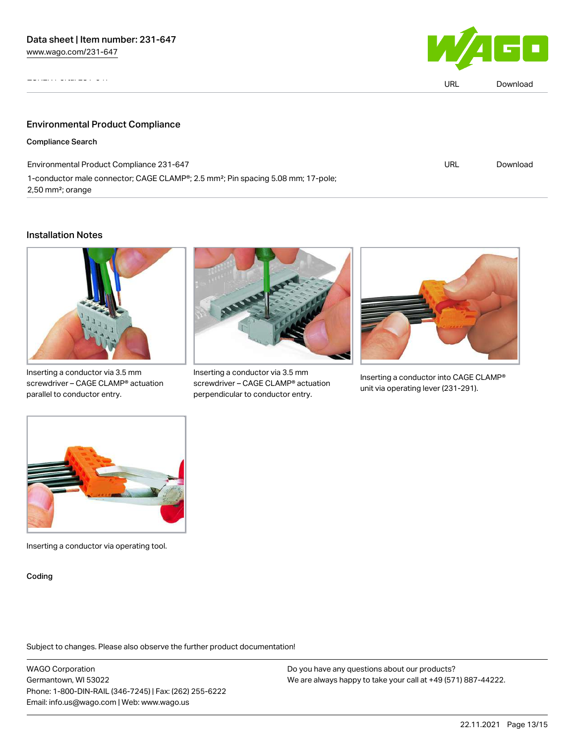| | URL | Download |
|---|---|---|

## Environmental Product Compliance

### Compliance Search

| | | |
|---|---|---|
| Environmental Product Compliance 231-647<br>1-conductor male connector; CAGE CLAMP®; 2.5 mm²; Pin spacing 5.08 mm; 17-pole; 2,50 mm²; orange | URL | Download |

## Installation Notes

Inserting a conductor via 3.5 mm screwdriver – CAGE CLAMP® actuation parallel to conductor entry.

Inserting a conductor via 3.5 mm screwdriver – CAGE CLAMP® actuation perpendicular to conductor entry.

Inserting a conductor into CAGE CLAMP® unit via operating lever (231-291).

Inserting a conductor via operating tool.

### Coding

Subject to changes. Please also observe the further product documentation!

WAGO Corporation
Germantown, WI 53022
Phone: 1-800-DIN-RAIL (346-7245) | Fax: (262) 255-6222
Email: info.us@wago.com | Web: www.wago.us

Do you have any questions about our products?
We are always happy to take your call at +49 (571) 887-44222.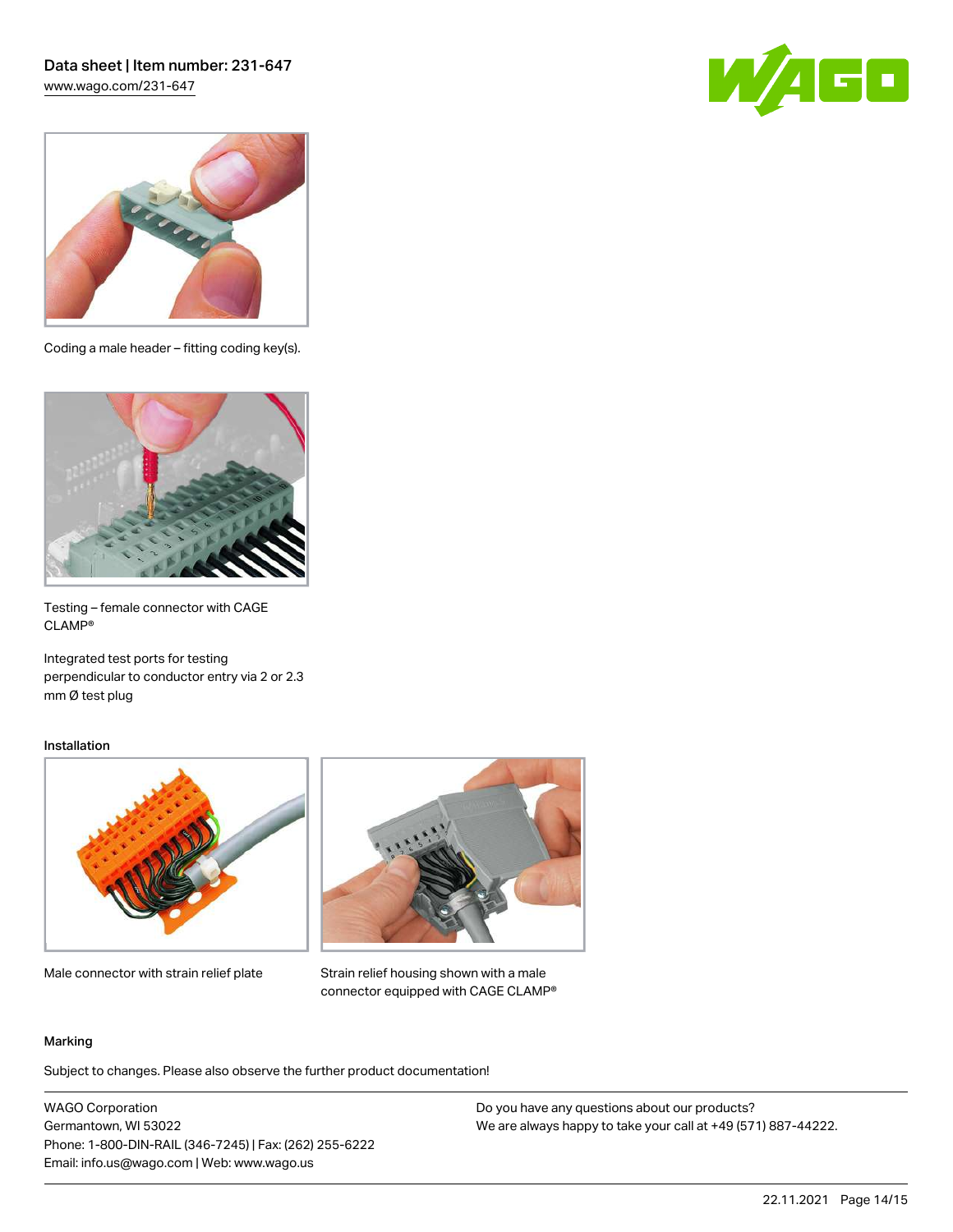Coding a male header – fitting coding key(s).

Testing – female connector with CAGE CLAMP®

Integrated test ports for testing perpendicular to conductor entry via 2 or 2.3 mm Ø test plug

### Installation

Male connector with strain relief plate

Strain relief housing shown with a male connector equipped with CAGE CLAMP®

### Marking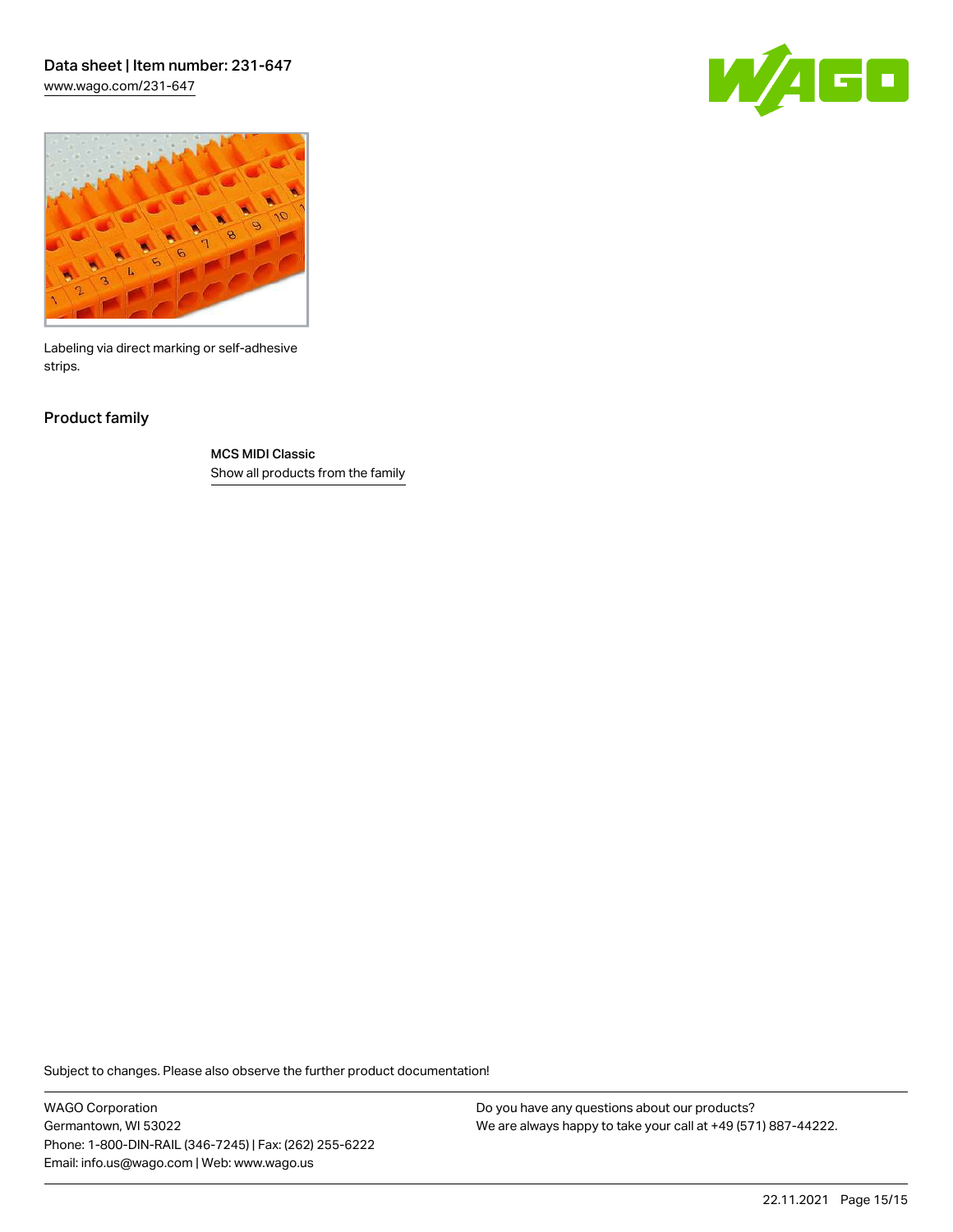Labeling via direct marking or self-adhesive strips.

## Product family

**MCS MIDI Classic**

Show all products from the family

Subject to changes. Please also observe the further product documentation!

WAGO Corporation
Germantown, WI 53022
Phone: 1-800-DIN-RAIL (346-7245) | Fax: (262) 255-6222
Email: info.us@wago.com | Web: www.wago.us

Do you have any questions about our products?
We are always happy to take your call at +49 (571) 887-44222.